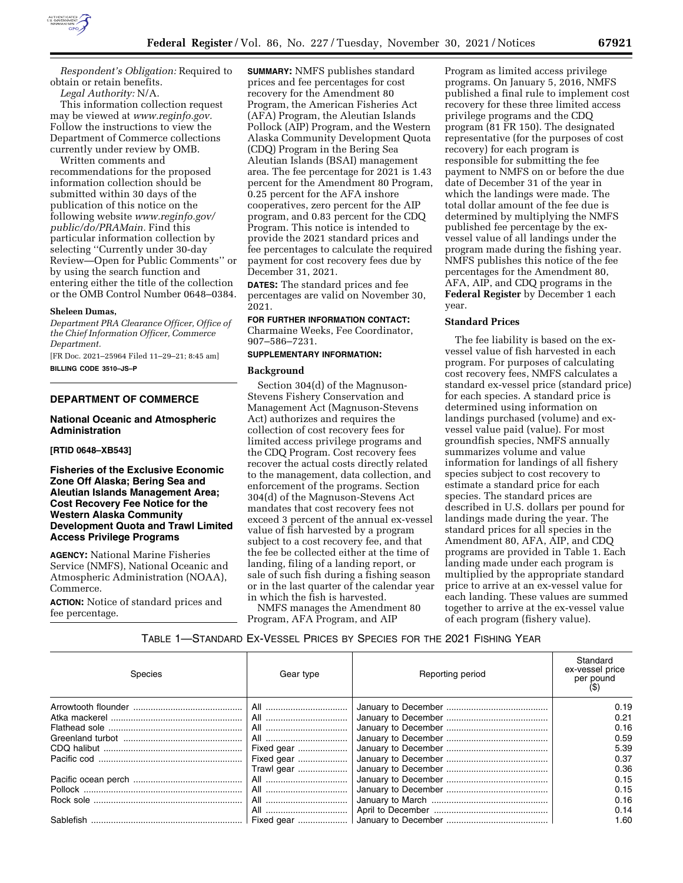*Respondent's Obligation:* Required to obtain or retain benefits.

*Legal Authority:* N/A.

This information collection request may be viewed at *www.reginfo.gov.* Follow the instructions to view the Department of Commerce collections currently under review by OMB.

Written comments and recommendations for the proposed information collection should be submitted within 30 days of the publication of this notice on the following website *www.reginfo.gov/public/do/PRAMain.* Find this particular information collection by selecting ''Currently under 30-day Review—Open for Public Comments'' or by using the search function and entering either the title of the collection or the OMB Control Number 0648–0384.

**Sheleen Dumas,**

*Department PRA Clearance Officer, Office of the Chief Information Officer, Commerce Department.*

[FR Doc. 2021–25964 Filed 11–29–21; 8:45 am]

**BILLING CODE 3510–JS–P**

## DEPARTMENT OF COMMERCE

### National Oceanic and Atmospheric Administration

**[RTID 0648–XB543]**

### Fisheries of the Exclusive Economic Zone Off Alaska; Bering Sea and Aleutian Islands Management Area; Cost Recovery Fee Notice for the Western Alaska Community Development Quota and Trawl Limited Access Privilege Programs

**AGENCY:** National Marine Fisheries Service (NMFS), National Oceanic and Atmospheric Administration (NOAA), Commerce.

**ACTION:** Notice of standard prices and fee percentage.

**SUMMARY:** NMFS publishes standard prices and fee percentages for cost recovery for the Amendment 80 Program, the American Fisheries Act (AFA) Program, the Aleutian Islands Pollock (AIP) Program, and the Western Alaska Community Development Quota (CDQ) Program in the Bering Sea Aleutian Islands (BSAI) management area. The fee percentage for 2021 is 1.43 percent for the Amendment 80 Program, 0.25 percent for the AFA inshore cooperatives, zero percent for the AIP program, and 0.83 percent for the CDQ Program. This notice is intended to provide the 2021 standard prices and fee percentages to calculate the required payment for cost recovery fees due by December 31, 2021.

**DATES:** The standard prices and fee percentages are valid on November 30, 2021.

**FOR FURTHER INFORMATION CONTACT:** Charmaine Weeks, Fee Coordinator, 907–586–7231.

**SUPPLEMENTARY INFORMATION:**

### Background

Section 304(d) of the Magnuson-Stevens Fishery Conservation and Management Act (Magnuson-Stevens Act) authorizes and requires the collection of cost recovery fees for limited access privilege programs and the CDQ Program. Cost recovery fees recover the actual costs directly related to the management, data collection, and enforcement of the programs. Section 304(d) of the Magnuson-Stevens Act mandates that cost recovery fees not exceed 3 percent of the annual ex-vessel value of fish harvested by a program subject to a cost recovery fee, and that the fee be collected either at the time of landing, filing of a landing report, or sale of such fish during a fishing season or in the last quarter of the calendar year in which the fish is harvested.

NMFS manages the Amendment 80 Program, AFA Program, and AIP Program as limited access privilege programs. On January 5, 2016, NMFS published a final rule to implement cost recovery for these three limited access privilege programs and the CDQ program (81 FR 150). The designated representative (for the purposes of cost recovery) for each program is responsible for submitting the fee payment to NMFS on or before the due date of December 31 of the year in which the landings were made. The total dollar amount of the fee due is determined by multiplying the NMFS published fee percentage by the ex-vessel value of all landings under the program made during the fishing year. NMFS publishes this notice of the fee percentages for the Amendment 80, AFA, AIP, and CDQ programs in the **Federal Register** by December 1 each year.

### Standard Prices

The fee liability is based on the ex-vessel value of fish harvested in each program. For purposes of calculating cost recovery fees, NMFS calculates a standard ex-vessel price (standard price) for each species. A standard price is determined using information on landings purchased (volume) and ex-vessel value paid (value). For most groundfish species, NMFS annually summarizes volume and value information for landings of all fishery species subject to cost recovery to estimate a standard price for each species. The standard prices are described in U.S. dollars per pound for landings made during the year. The standard prices for all species in the Amendment 80, AFA, AIP, and CDQ programs are provided in Table 1. Each landing made under each program is multiplied by the appropriate standard price to arrive at an ex-vessel value for each landing. These values are summed together to arrive at the ex-vessel value of each program (fishery value).

TABLE 1—STANDARD EX-VESSEL PRICES BY SPECIES FOR THE 2021 FISHING YEAR

| Species | Gear type | Reporting period | Standard ex-vessel price per pound ($) |
|---|---|---|---|
| Arrowtooth flounder | All | January to December | 0.19 |
| Atka mackerel | All | January to December | 0.21 |
| Flathead sole | All | January to December | 0.16 |
| Greenland turbot | All | January to December | 0.59 |
| CDQ halibut | Fixed gear | January to December | 5.39 |
| Pacific cod | Fixed gear | January to December | 0.37 |
| | Trawl gear | January to December | 0.36 |
| Pacific ocean perch | All | January to December | 0.15 |
| Pollock | All | January to December | 0.15 |
| Rock sole | All | January to March | 0.16 |
| | All | April to December | 0.14 |
| Sablefish | Fixed gear | January to December | 1.60 |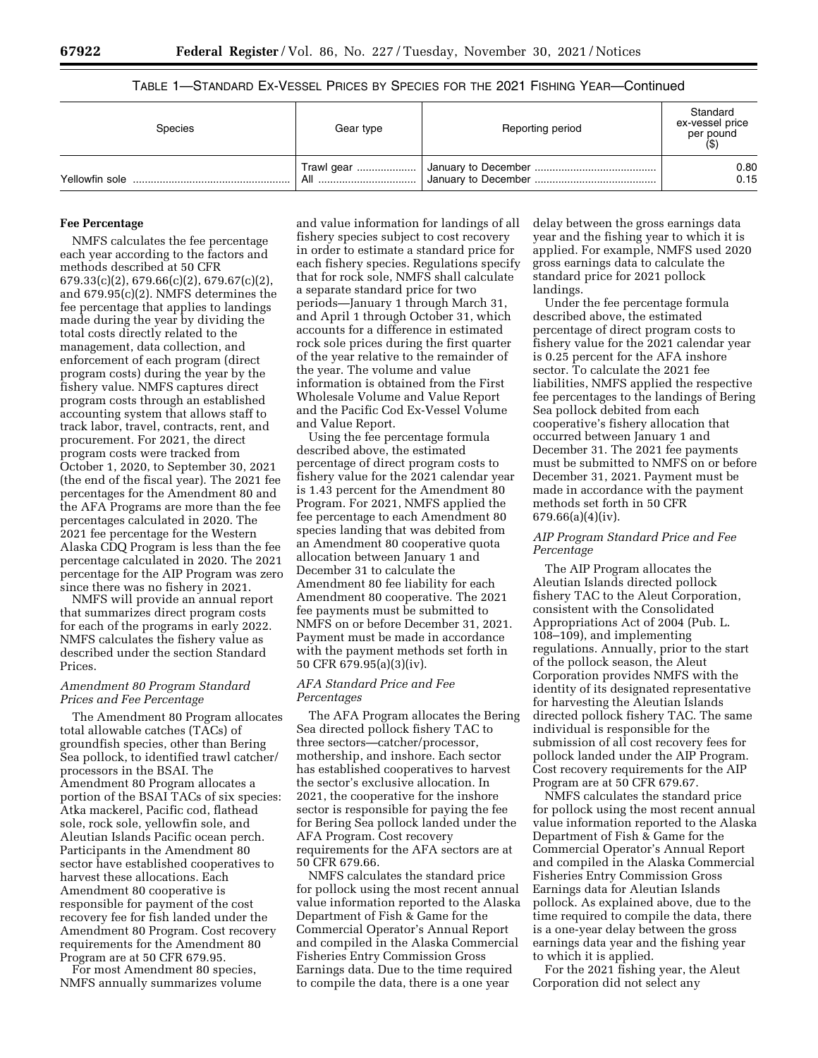TABLE 1—STANDARD EX-VESSEL PRICES BY SPECIES FOR THE 2021 FISHING YEAR—Continued

| Species | Gear type | Reporting period | Standard ex-vessel price per pound ($) |
|---|---|---|---|
| Yellowfin sole | Trawl gear | January to December | 0.80 |
| | All | January to December | 0.15 |

## Fee Percentage

NMFS calculates the fee percentage each year according to the factors and methods described at 50 CFR 679.33(c)(2), 679.66(c)(2), 679.67(c)(2), and 679.95(c)(2). NMFS determines the fee percentage that applies to landings made during the year by dividing the total costs directly related to the management, data collection, and enforcement of each program (direct program costs) during the year by the fishery value. NMFS captures direct program costs through an established accounting system that allows staff to track labor, travel, contracts, rent, and procurement. For 2021, the direct program costs were tracked from October 1, 2020, to September 30, 2021 (the end of the fiscal year). The 2021 fee percentages for the Amendment 80 and the AFA Programs are more than the fee percentages calculated in 2020. The 2021 fee percentage for the Western Alaska CDQ Program is less than the fee percentage calculated in 2020. The 2021 percentage for the AIP Program was zero since there was no fishery in 2021.

NMFS will provide an annual report that summarizes direct program costs for each of the programs in early 2022. NMFS calculates the fishery value as described under the section Standard Prices.

### *Amendment 80 Program Standard Prices and Fee Percentage*

The Amendment 80 Program allocates total allowable catches (TACs) of groundfish species, other than Bering Sea pollock, to identified trawl catcher/processors in the BSAI. The Amendment 80 Program allocates a portion of the BSAI TACs of six species: Atka mackerel, Pacific cod, flathead sole, rock sole, yellowfin sole, and Aleutian Islands Pacific ocean perch. Participants in the Amendment 80 sector have established cooperatives to harvest these allocations. Each Amendment 80 cooperative is responsible for payment of the cost recovery fee for fish landed under the Amendment 80 Program. Cost recovery requirements for the Amendment 80 Program are at 50 CFR 679.95.

For most Amendment 80 species, NMFS annually summarizes volume and value information for landings of all fishery species subject to cost recovery in order to estimate a standard price for each fishery species. Regulations specify that for rock sole, NMFS shall calculate a separate standard price for two periods—January 1 through March 31, and April 1 through October 31, which accounts for a difference in estimated rock sole prices during the first quarter of the year relative to the remainder of the year. The volume and value information is obtained from the First Wholesale Volume and Value Report and the Pacific Cod Ex-Vessel Volume and Value Report.

Using the fee percentage formula described above, the estimated percentage of direct program costs to fishery value for the 2021 calendar year is 1.43 percent for the Amendment 80 Program. For 2021, NMFS applied the fee percentage to each Amendment 80 species landing that was debited from an Amendment 80 cooperative quota allocation between January 1 and December 31 to calculate the Amendment 80 fee liability for each Amendment 80 cooperative. The 2021 fee payments must be submitted to NMFS on or before December 31, 2021. Payment must be made in accordance with the payment methods set forth in 50 CFR 679.95(a)(3)(iv).

### *AFA Standard Price and Fee Percentages*

The AFA Program allocates the Bering Sea directed pollock fishery TAC to three sectors—catcher/processor, mothership, and inshore. Each sector has established cooperatives to harvest the sector's exclusive allocation. In 2021, the cooperative for the inshore sector is responsible for paying the fee for Bering Sea pollock landed under the AFA Program. Cost recovery requirements for the AFA sectors are at 50 CFR 679.66.

NMFS calculates the standard price for pollock using the most recent annual value information reported to the Alaska Department of Fish & Game for the Commercial Operator's Annual Report and compiled in the Alaska Commercial Fisheries Entry Commission Gross Earnings data. Due to the time required to compile the data, there is a one year delay between the gross earnings data year and the fishing year to which it is applied. For example, NMFS used 2020 gross earnings data to calculate the standard price for 2021 pollock landings.

Under the fee percentage formula described above, the estimated percentage of direct program costs to fishery value for the 2021 calendar year is 0.25 percent for the AFA inshore sector. To calculate the 2021 fee liabilities, NMFS applied the respective fee percentages to the landings of Bering Sea pollock debited from each cooperative's fishery allocation that occurred between January 1 and December 31. The 2021 fee payments must be submitted to NMFS on or before December 31, 2021. Payment must be made in accordance with the payment methods set forth in 50 CFR 679.66(a)(4)(iv).

### *AIP Program Standard Price and Fee Percentage*

The AIP Program allocates the Aleutian Islands directed pollock fishery TAC to the Aleut Corporation, consistent with the Consolidated Appropriations Act of 2004 (Pub. L. 108–109), and implementing regulations. Annually, prior to the start of the pollock season, the Aleut Corporation provides NMFS with the identity of its designated representative for harvesting the Aleutian Islands directed pollock fishery TAC. The same individual is responsible for the submission of all cost recovery fees for pollock landed under the AIP Program. Cost recovery requirements for the AIP Program are at 50 CFR 679.67.

NMFS calculates the standard price for pollock using the most recent annual value information reported to the Alaska Department of Fish & Game for the Commercial Operator's Annual Report and compiled in the Alaska Commercial Fisheries Entry Commission Gross Earnings data for Aleutian Islands pollock. As explained above, due to the time required to compile the data, there is a one-year delay between the gross earnings data year and the fishing year to which it is applied.

For the 2021 fishing year, the Aleut Corporation did not select any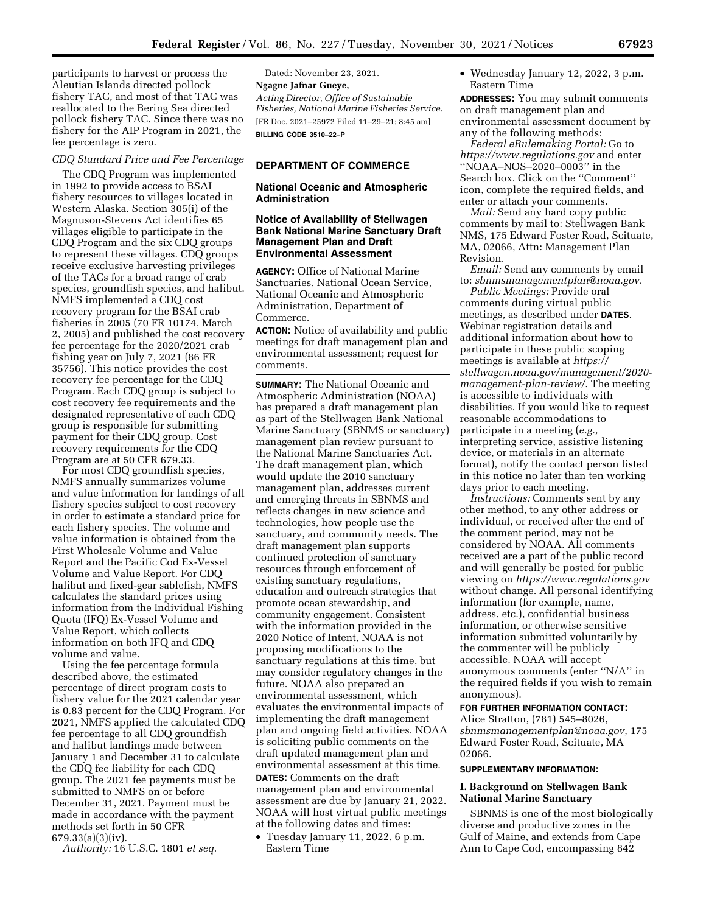participants to harvest or process the Aleutian Islands directed pollock fishery TAC, and most of that TAC was reallocated to the Bering Sea directed pollock fishery TAC. Since there was no fishery for the AIP Program in 2021, the fee percentage is zero.

*CDQ Standard Price and Fee Percentage*

The CDQ Program was implemented in 1992 to provide access to BSAI fishery resources to villages located in Western Alaska. Section 305(i) of the Magnuson-Stevens Act identifies 65 villages eligible to participate in the CDQ Program and the six CDQ groups to represent these villages. CDQ groups receive exclusive harvesting privileges of the TACs for a broad range of crab species, groundfish species, and halibut. NMFS implemented a CDQ cost recovery program for the BSAI crab fisheries in 2005 (70 FR 10174, March 2, 2005) and published the cost recovery fee percentage for the 2020/2021 crab fishing year on July 7, 2021 (86 FR 35756). This notice provides the cost recovery fee percentage for the CDQ Program. Each CDQ group is subject to cost recovery fee requirements and the designated representative of each CDQ group is responsible for submitting payment for their CDQ group. Cost recovery requirements for the CDQ Program are at 50 CFR 679.33.

For most CDQ groundfish species, NMFS annually summarizes volume and value information for landings of all fishery species subject to cost recovery in order to estimate a standard price for each fishery species. The volume and value information is obtained from the First Wholesale Volume and Value Report and the Pacific Cod Ex-Vessel Volume and Value Report. For CDQ halibut and fixed-gear sablefish, NMFS calculates the standard prices using information from the Individual Fishing Quota (IFQ) Ex-Vessel Volume and Value Report, which collects information on both IFQ and CDQ volume and value.

Using the fee percentage formula described above, the estimated percentage of direct program costs to fishery value for the 2021 calendar year is 0.83 percent for the CDQ Program. For 2021, NMFS applied the calculated CDQ fee percentage to all CDQ groundfish and halibut landings made between January 1 and December 31 to calculate the CDQ fee liability for each CDQ group. The 2021 fee payments must be submitted to NMFS on or before December 31, 2021. Payment must be made in accordance with the payment methods set forth in 50 CFR 679.33(a)(3)(iv).

*Authority:* 16 U.S.C. 1801 *et seq.*

Dated: November 23, 2021.

**Ngagne Jafnar Gueye,**

*Acting Director, Office of Sustainable Fisheries, National Marine Fisheries Service.*

[FR Doc. 2021–25972 Filed 11–29–21; 8:45 am]

**BILLING CODE 3510–22–P**

## DEPARTMENT OF COMMERCE

### National Oceanic and Atmospheric Administration

### Notice of Availability of Stellwagen Bank National Marine Sanctuary Draft Management Plan and Draft Environmental Assessment

**AGENCY:** Office of National Marine Sanctuaries, National Ocean Service, National Oceanic and Atmospheric Administration, Department of Commerce.

**ACTION:** Notice of availability and public meetings for draft management plan and environmental assessment; request for comments.

**SUMMARY:** The National Oceanic and Atmospheric Administration (NOAA) has prepared a draft management plan as part of the Stellwagen Bank National Marine Sanctuary (SBNMS or sanctuary) management plan review pursuant to the National Marine Sanctuaries Act. The draft management plan, which would update the 2010 sanctuary management plan, addresses current and emerging threats in SBNMS and reflects changes in new science and technologies, how people use the sanctuary, and community needs. The draft management plan supports continued protection of sanctuary resources through enforcement of existing sanctuary regulations, education and outreach strategies that promote ocean stewardship, and community engagement. Consistent with the information provided in the 2020 Notice of Intent, NOAA is not proposing modifications to the sanctuary regulations at this time, but may consider regulatory changes in the future. NOAA also prepared an environmental assessment, which evaluates the environmental impacts of implementing the draft management plan and ongoing field activities. NOAA is soliciting public comments on the draft updated management plan and environmental assessment at this time.

**DATES:** Comments on the draft management plan and environmental assessment are due by January 21, 2022. NOAA will host virtual public meetings at the following dates and times:

- Tuesday January 11, 2022, 6 p.m. Eastern Time
- Wednesday January 12, 2022, 3 p.m. Eastern Time

**ADDRESSES:** You may submit comments on draft management plan and environmental assessment document by any of the following methods:

*Federal eRulemaking Portal:* Go to *https://www.regulations.gov* and enter ''NOAA–NOS–2020–0003'' in the Search box. Click on the ''Comment'' icon, complete the required fields, and enter or attach your comments.

*Mail:* Send any hard copy public comments by mail to: Stellwagen Bank NMS, 175 Edward Foster Road, Scituate, MA, 02066, Attn: Management Plan Revision.

*Email:* Send any comments by email to: *sbnmsmanagementplan@noaa.gov.*

*Public Meetings:* Provide oral comments during virtual public meetings, as described under **DATES**. Webinar registration details and additional information about how to participate in these public scoping meetings is available at *https://stellwagen.noaa.gov/management/2020-management-plan-review/*. The meeting is accessible to individuals with disabilities. If you would like to request reasonable accommodations to participate in a meeting (*e.g.,* interpreting service, assistive listening device, or materials in an alternate format), notify the contact person listed in this notice no later than ten working days prior to each meeting.

*Instructions:* Comments sent by any other method, to any other address or individual, or received after the end of the comment period, may not be considered by NOAA. All comments received are a part of the public record and will generally be posted for public viewing on *https://www.regulations.gov* without change. All personal identifying information (for example, name, address, etc.), confidential business information, or otherwise sensitive information submitted voluntarily by the commenter will be publicly accessible. NOAA will accept anonymous comments (enter ''N/A'' in the required fields if you wish to remain anonymous).

**FOR FURTHER INFORMATION CONTACT:** Alice Stratton, (781) 545–8026, *sbnmsmanagementplan@noaa.gov,* 175 Edward Foster Road, Scituate, MA 02066.

**SUPPLEMENTARY INFORMATION:**

### I. Background on Stellwagen Bank National Marine Sanctuary

SBNMS is one of the most biologically diverse and productive zones in the Gulf of Maine, and extends from Cape Ann to Cape Cod, encompassing 842